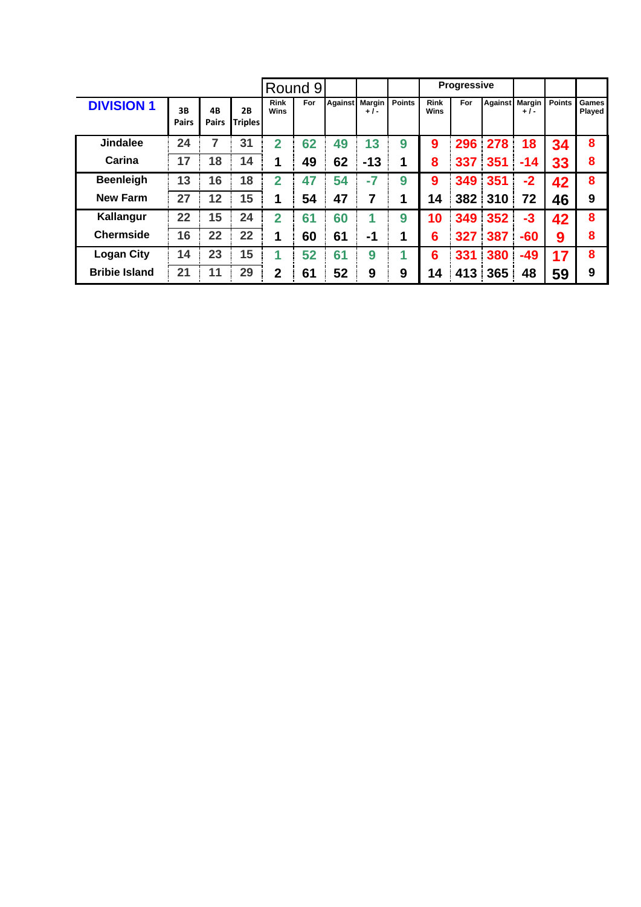| DIVISION 1 | 3B Pairs | 4B Pairs | 2B Triples | Round 9 Rink Wins | For | Against | Margin + / - | Points | Progressive Rink Wins | For | Against | Margin + / - | Points | Games Played |
|---|---|---|---|---|---|---|---|---|---|---|---|---|---|---|
| Jindalee | 24 | 7 | 31 | 2 | 62 | 49 | 13 | 9 | 9 | 296 | 278 | 18 | 34 | 8 |
| Carina | 17 | 18 | 14 | 1 | 49 | 62 | -13 | 1 | 8 | 337 | 351 | -14 | 33 | 8 |
| Beenleigh | 13 | 16 | 18 | 2 | 47 | 54 | -7 | 9 | 9 | 349 | 351 | -2 | 42 | 8 |
| New Farm | 27 | 12 | 15 | 1 | 54 | 47 | 7 | 1 | 14 | 382 | 310 | 72 | 46 | 9 |
| Kallangur | 22 | 15 | 24 | 2 | 61 | 60 | 1 | 9 | 10 | 349 | 352 | -3 | 42 | 8 |
| Chermside | 16 | 22 | 22 | 1 | 60 | 61 | -1 | 1 | 6 | 327 | 387 | -60 | 9 | 8 |
| Logan City | 14 | 23 | 15 | 1 | 52 | 61 | 9 | 1 | 6 | 331 | 380 | -49 | 17 | 8 |
| Bribie Island | 21 | 11 | 29 | 2 | 61 | 52 | 9 | 9 | 14 | 413 | 365 | 48 | 59 | 9 |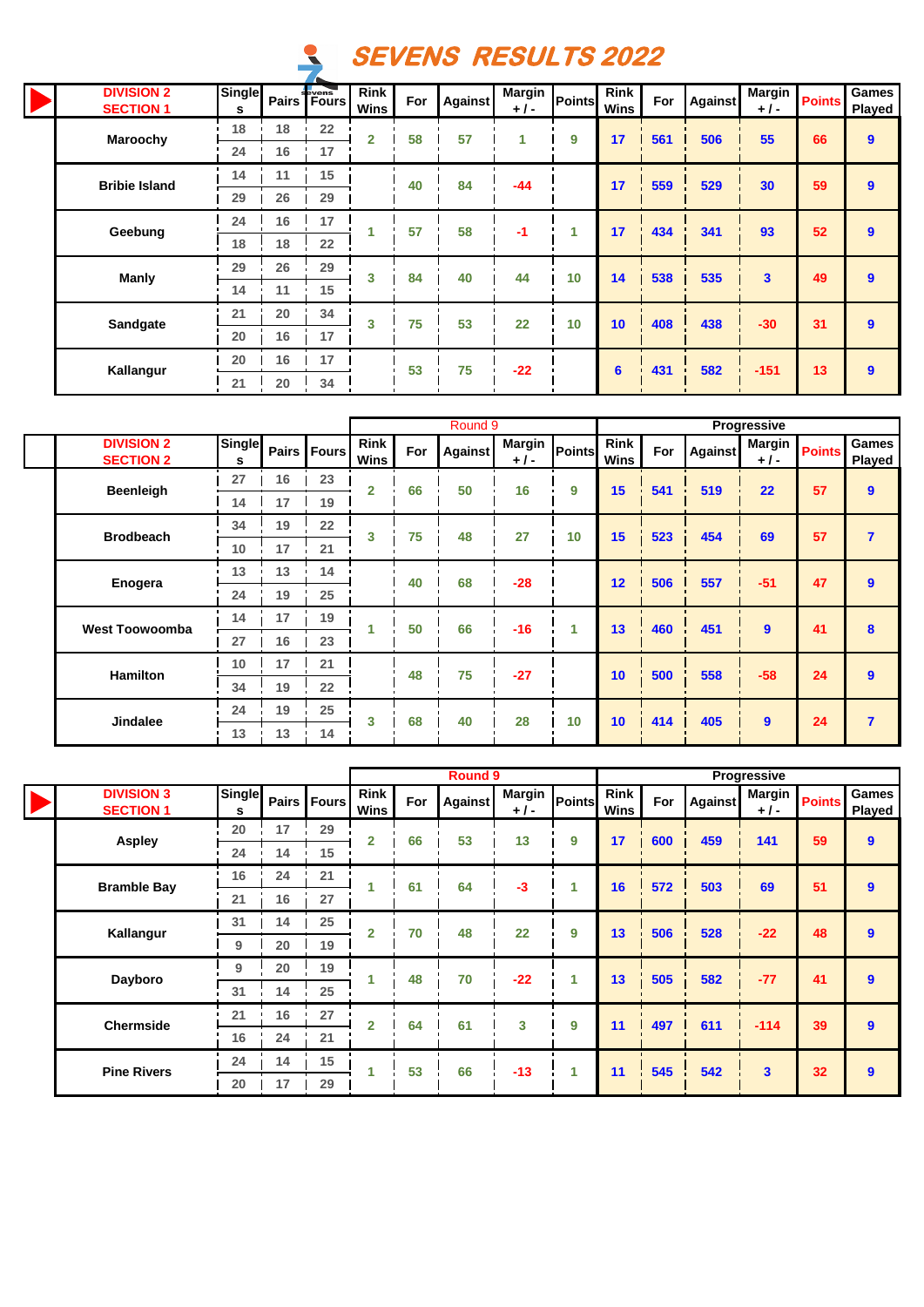# SEVENS RESULTS 2022

| DIVISION 2 SECTION 1 | Singles | Pairs | Fours | Rink Wins | For | Against | Margin + / - | Points | Rink Wins | For | Against | Margin + / - | Points | Games Played |
|---|---|---|---|---|---|---|---|---|---|---|---|---|---|---|
| Maroochy | 18 | 18 | 22 | 2 | 58 | 57 | 1 | 9 | 17 | 561 | 506 | 55 | 66 | 9 |
| | 24 | 16 | 17 | | | | | | | | | | | |
| Bribie Island | 14 | 11 | 15 | | 40 | 84 | -44 | | 17 | 559 | 529 | 30 | 59 | 9 |
| | 29 | 26 | 29 | | | | | | | | | | | |
| Geebung | 24 | 16 | 17 | 1 | 57 | 58 | -1 | 1 | 17 | 434 | 341 | 93 | 52 | 9 |
| | 18 | 18 | 22 | | | | | | | | | | | |
| Manly | 29 | 26 | 29 | 3 | 84 | 40 | 44 | 10 | 14 | 538 | 535 | 3 | 49 | 9 |
| | 14 | 11 | 15 | | | | | | | | | | | |
| Sandgate | 21 | 20 | 34 | 3 | 75 | 53 | 22 | 10 | 10 | 408 | 438 | -30 | 31 | 9 |
| | 20 | 16 | 17 | | | | | | | | | | | |
| Kallangur | 20 | 16 | 17 | | 53 | 75 | -22 | | 6 | 431 | 582 | -151 | 13 | 9 |
| | 21 | 20 | 34 | | | | | | | | | | | |

| | | | | Round 9 | | | | | Progressive | | | | | |
|---|---|---|---|---|---|---|---|---|---|---|---|---|---|---|
| DIVISION 2 SECTION 2 | Singles | Pairs | Fours | Rink Wins | For | Against | Margin + / - | Points | Rink Wins | For | Against | Margin + / - | Points | Games Played |
| Beenleigh | 27 | 16 | 23 | 2 | 66 | 50 | 16 | 9 | 15 | 541 | 519 | 22 | 57 | 9 |
| | 14 | 17 | 19 | | | | | | | | | | | |
| Brodbeach | 34 | 19 | 22 | 3 | 75 | 48 | 27 | 10 | 15 | 523 | 454 | 69 | 57 | 7 |
| | 10 | 17 | 21 | | | | | | | | | | | |
| Enogera | 13 | 13 | 14 | | 40 | 68 | -28 | | 12 | 506 | 557 | -51 | 47 | 9 |
| | 24 | 19 | 25 | | | | | | | | | | | |
| West Toowoomba | 14 | 17 | 19 | 1 | 50 | 66 | -16 | 1 | 13 | 460 | 451 | 9 | 41 | 8 |
| | 27 | 16 | 23 | | | | | | | | | | | |
| Hamilton | 10 | 17 | 21 | | 48 | 75 | -27 | | 10 | 500 | 558 | -58 | 24 | 9 |
| | 34 | 19 | 22 | | | | | | | | | | | |
| Jindalee | 24 | 19 | 25 | 3 | 68 | 40 | 28 | 10 | 10 | 414 | 405 | 9 | 24 | 7 |
| | 13 | 13 | 14 | | | | | | | | | | | |

| | | | | Round 9 | | | | | Progressive | | | | | |
|---|---|---|---|---|---|---|---|---|---|---|---|---|---|---|
| DIVISION 3 SECTION 1 | Singles | Pairs | Fours | Rink Wins | For | Against | Margin + / - | Points | Rink Wins | For | Against | Margin + / - | Points | Games Played |
| Aspley | 20 | 17 | 29 | 2 | 66 | 53 | 13 | 9 | 17 | 600 | 459 | 141 | 59 | 9 |
| | 24 | 14 | 15 | | | | | | | | | | | |
| Bramble Bay | 16 | 24 | 21 | 1 | 61 | 64 | -3 | 1 | 16 | 572 | 503 | 69 | 51 | 9 |
| | 21 | 16 | 27 | | | | | | | | | | | |
| Kallangur | 31 | 14 | 25 | 2 | 70 | 48 | 22 | 9 | 13 | 506 | 528 | -22 | 48 | 9 |
| | 9 | 20 | 19 | | | | | | | | | | | |
| Dayboro | 9 | 20 | 19 | 1 | 48 | 70 | -22 | 1 | 13 | 505 | 582 | -77 | 41 | 9 |
| | 31 | 14 | 25 | | | | | | | | | | | |
| Chermside | 21 | 16 | 27 | 2 | 64 | 61 | 3 | 9 | 11 | 497 | 611 | -114 | 39 | 9 |
| | 16 | 24 | 21 | | | | | | | | | | | |
| Pine Rivers | 24 | 14 | 15 | 1 | 53 | 66 | -13 | 1 | 11 | 545 | 542 | 3 | 32 | 9 |
| | 20 | 17 | 29 | | | | | | | | | | | |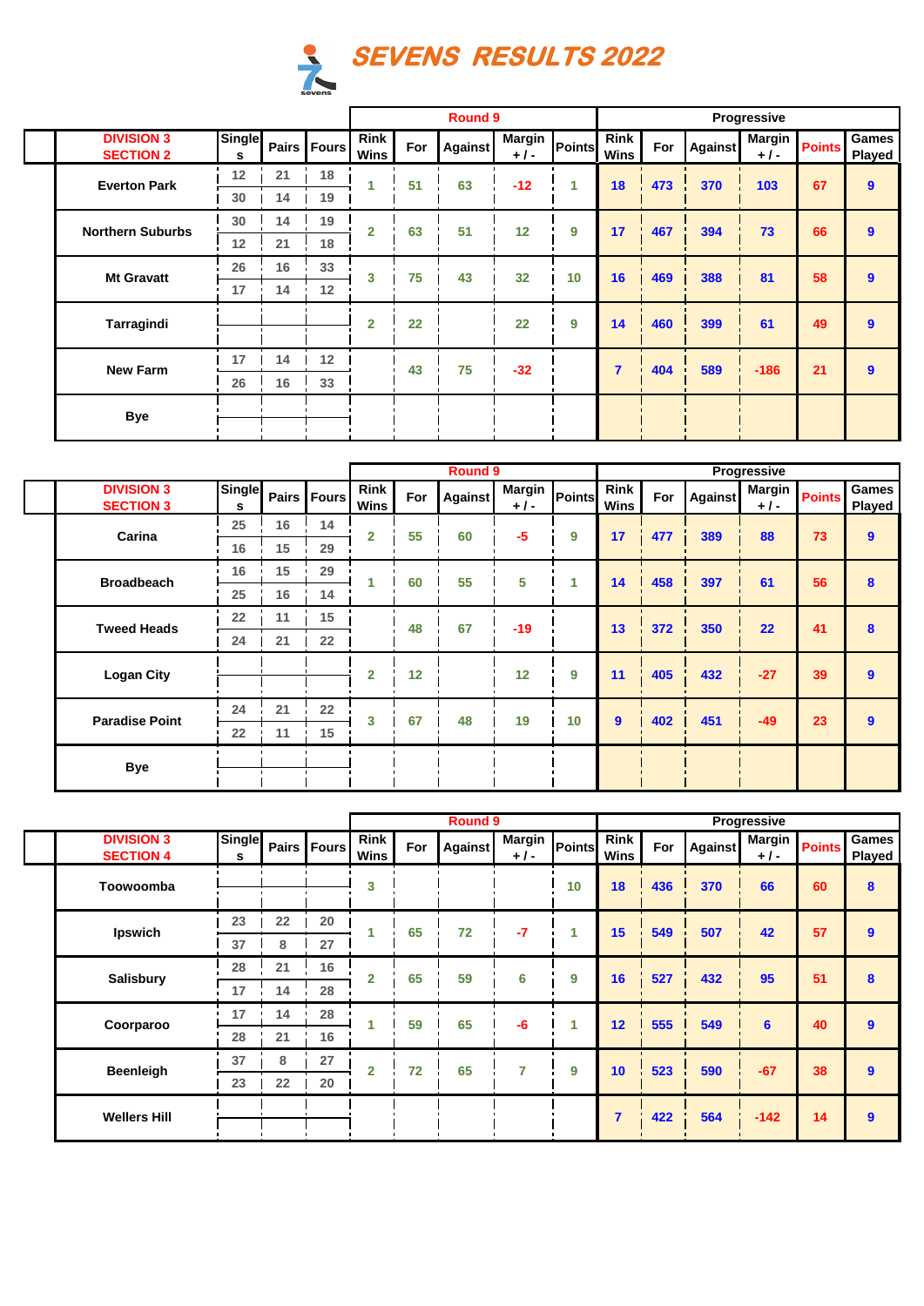# SEVENS RESULTS 2022

| DIVISION 3 SECTION 2 | Singles | Pairs | Fours | Round 9 Rink Wins | For | Against | Margin + / - | Points | Progressive Rink Wins | For | Against | Margin + / - | Points | Games Played |
|---|---|---|---|---|---|---|---|---|---|---|---|---|---|---|
| Everton Park | 12 | 21 | 18 | 1 | 51 | 63 | -12 | 1 | 18 | 473 | 370 | 103 | 67 | 9 |
| | 30 | 14 | 19 | | | | | | | | | | | |
| Northern Suburbs | 30 | 14 | 19 | 2 | 63 | 51 | 12 | 9 | 17 | 467 | 394 | 73 | 66 | 9 |
| | 12 | 21 | 18 | | | | | | | | | | | |
| Mt Gravatt | 26 | 16 | 33 | 3 | 75 | 43 | 32 | 10 | 16 | 469 | 388 | 81 | 58 | 9 |
| | 17 | 14 | 12 | | | | | | | | | | | |
| Tarragindi | | | | 2 | 22 | | 22 | 9 | 14 | 460 | 399 | 61 | 49 | 9 |
| New Farm | 17 | 14 | 12 | | 43 | 75 | -32 | | 7 | 404 | 589 | -186 | 21 | 9 |
| | 26 | 16 | 33 | | | | | | | | | | | |
| Bye | | | | | | | | | | | | | | |

| DIVISION 3 SECTION 3 | Singles | Pairs | Fours | Round 9 Rink Wins | For | Against | Margin + / - | Points | Progressive Rink Wins | For | Against | Margin + / - | Points | Games Played |
|---|---|---|---|---|---|---|---|---|---|---|---|---|---|---|
| Carina | 25 | 16 | 14 | 2 | 55 | 60 | -5 | 9 | 17 | 477 | 389 | 88 | 73 | 9 |
| | 16 | 15 | 29 | | | | | | | | | | | |
| Broadbeach | 16 | 15 | 29 | 1 | 60 | 55 | 5 | 1 | 14 | 458 | 397 | 61 | 56 | 8 |
| | 25 | 16 | 14 | | | | | | | | | | | |
| Tweed Heads | 22 | 11 | 15 | | 48 | 67 | -19 | | 13 | 372 | 350 | 22 | 41 | 8 |
| | 24 | 21 | 22 | | | | | | | | | | | |
| Logan City | | | | 2 | 12 | | 12 | 9 | 11 | 405 | 432 | -27 | 39 | 9 |
| Paradise Point | 24 | 21 | 22 | 3 | 67 | 48 | 19 | 10 | 9 | 402 | 451 | -49 | 23 | 9 |
| | 22 | 11 | 15 | | | | | | | | | | | |
| Bye | | | | | | | | | | | | | | |

| DIVISION 3 SECTION 4 | Singles | Pairs | Fours | Round 9 Rink Wins | For | Against | Margin + / - | Points | Progressive Rink Wins | For | Against | Margin + / - | Points | Games Played |
|---|---|---|---|---|---|---|---|---|---|---|---|---|---|---|
| Toowoomba | | | | 3 | | | | 10 | 18 | 436 | 370 | 66 | 60 | 8 |
| Ipswich | 23 | 22 | 20 | 1 | 65 | 72 | -7 | 1 | 15 | 549 | 507 | 42 | 57 | 9 |
| | 37 | 8 | 27 | | | | | | | | | | | |
| Salisbury | 28 | 21 | 16 | 2 | 65 | 59 | 6 | 9 | 16 | 527 | 432 | 95 | 51 | 8 |
| | 17 | 14 | 28 | | | | | | | | | | | |
| Coorparoo | 17 | 14 | 28 | 1 | 59 | 65 | -6 | 1 | 12 | 555 | 549 | 6 | 40 | 9 |
| | 28 | 21 | 16 | | | | | | | | | | | |
| Beenleigh | 37 | 8 | 27 | 2 | 72 | 65 | 7 | 9 | 10 | 523 | 590 | -67 | 38 | 9 |
| | 23 | 22 | 20 | | | | | | | | | | | |
| Wellers Hill | | | | | | | | | 7 | 422 | 564 | -142 | 14 | 9 |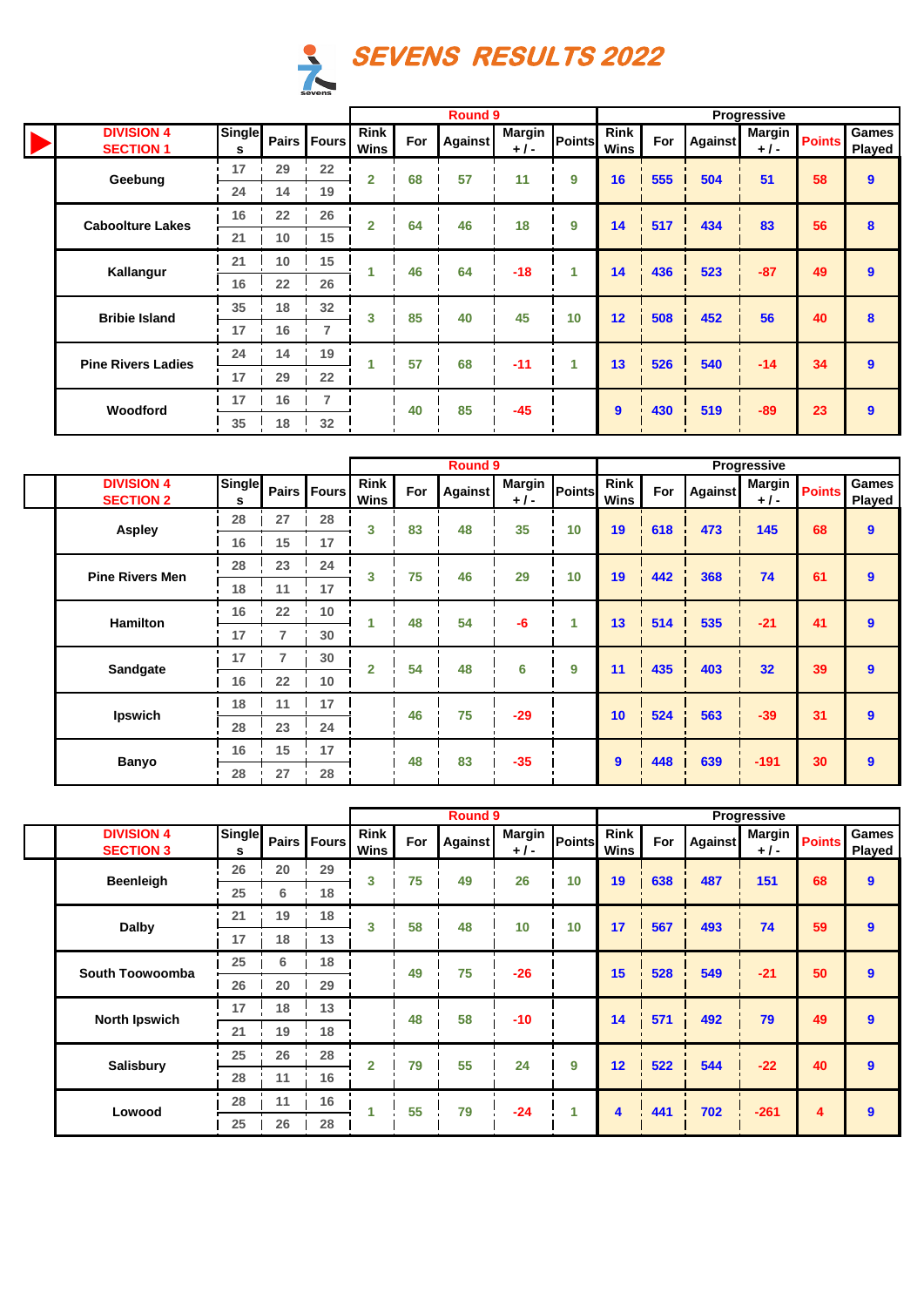# SEVENS RESULTS 2022

| DIVISION 4 SECTION 1 | Singles | Pairs | Fours | Round 9 Rink Wins | For | Against | Margin + / - | Points | Progressive Rink Wins | For | Against | Margin + / - | Points | Games Played |
|---|---|---|---|---|---|---|---|---|---|---|---|---|---|---|
| Geebung | 17 | 29 | 22 | 2 | 68 | 57 | 11 | 9 | 16 | 555 | 504 | 51 | 58 | 9 |
| | 24 | 14 | 19 | | | | | | | | | | | |
| Caboolture Lakes | 16 | 22 | 26 | 2 | 64 | 46 | 18 | 9 | 14 | 517 | 434 | 83 | 56 | 8 |
| | 21 | 10 | 15 | | | | | | | | | | | |
| Kallangur | 21 | 10 | 15 | 1 | 46 | 64 | -18 | 1 | 14 | 436 | 523 | -87 | 49 | 9 |
| | 16 | 22 | 26 | | | | | | | | | | | |
| Bribie Island | 35 | 18 | 32 | 3 | 85 | 40 | 45 | 10 | 12 | 508 | 452 | 56 | 40 | 8 |
| | 17 | 16 | 7 | | | | | | | | | | | |
| Pine Rivers Ladies | 24 | 14 | 19 | 1 | 57 | 68 | -11 | 1 | 13 | 526 | 540 | -14 | 34 | 9 |
| | 17 | 29 | 22 | | | | | | | | | | | |
| Woodford | 17 | 16 | 7 | | 40 | 85 | -45 | | 9 | 430 | 519 | -89 | 23 | 9 |
| | 35 | 18 | 32 | | | | | | | | | | | |

| DIVISION 4 SECTION 2 | Singles | Pairs | Fours | Round 9 Rink Wins | For | Against | Margin + / - | Points | Progressive Rink Wins | For | Against | Margin + / - | Points | Games Played |
|---|---|---|---|---|---|---|---|---|---|---|---|---|---|---|
| Aspley | 28 | 27 | 28 | 3 | 83 | 48 | 35 | 10 | 19 | 618 | 473 | 145 | 68 | 9 |
| | 16 | 15 | 17 | | | | | | | | | | | |
| Pine Rivers Men | 28 | 23 | 24 | 3 | 75 | 46 | 29 | 10 | 19 | 442 | 368 | 74 | 61 | 9 |
| | 18 | 11 | 17 | | | | | | | | | | | |
| Hamilton | 16 | 22 | 10 | 1 | 48 | 54 | -6 | 1 | 13 | 514 | 535 | -21 | 41 | 9 |
| | 17 | 7 | 30 | | | | | | | | | | | |
| Sandgate | 17 | 7 | 30 | 2 | 54 | 48 | 6 | 9 | 11 | 435 | 403 | 32 | 39 | 9 |
| | 16 | 22 | 10 | | | | | | | | | | | |
| Ipswich | 18 | 11 | 17 | | 46 | 75 | -29 | | 10 | 524 | 563 | -39 | 31 | 9 |
| | 28 | 23 | 24 | | | | | | | | | | | |
| Banyo | 16 | 15 | 17 | | 48 | 83 | -35 | | 9 | 448 | 639 | -191 | 30 | 9 |
| | 28 | 27 | 28 | | | | | | | | | | | |

| DIVISION 4 SECTION 3 | Singles | Pairs | Fours | Round 9 Rink Wins | For | Against | Margin + / - | Points | Progressive Rink Wins | For | Against | Margin + / - | Points | Games Played |
|---|---|---|---|---|---|---|---|---|---|---|---|---|---|---|
| Beenleigh | 26 | 20 | 29 | 3 | 75 | 49 | 26 | 10 | 19 | 638 | 487 | 151 | 68 | 9 |
| | 25 | 6 | 18 | | | | | | | | | | | |
| Dalby | 21 | 19 | 18 | 3 | 58 | 48 | 10 | 10 | 17 | 567 | 493 | 74 | 59 | 9 |
| | 17 | 18 | 13 | | | | | | | | | | | |
| South Toowoomba | 25 | 6 | 18 | | 49 | 75 | -26 | | 15 | 528 | 549 | -21 | 50 | 9 |
| | 26 | 20 | 29 | | | | | | | | | | | |
| North Ipswich | 17 | 18 | 13 | | 48 | 58 | -10 | | 14 | 571 | 492 | 79 | 49 | 9 |
| | 21 | 19 | 18 | | | | | | | | | | | |
| Salisbury | 25 | 26 | 28 | 2 | 79 | 55 | 24 | 9 | 12 | 522 | 544 | -22 | 40 | 9 |
| | 28 | 11 | 16 | | | | | | | | | | | |
| Lowood | 28 | 11 | 16 | 1 | 55 | 79 | -24 | 1 | 4 | 441 | 702 | -261 | 4 | 9 |
| | 25 | 26 | 28 | | | | | | | | | | | |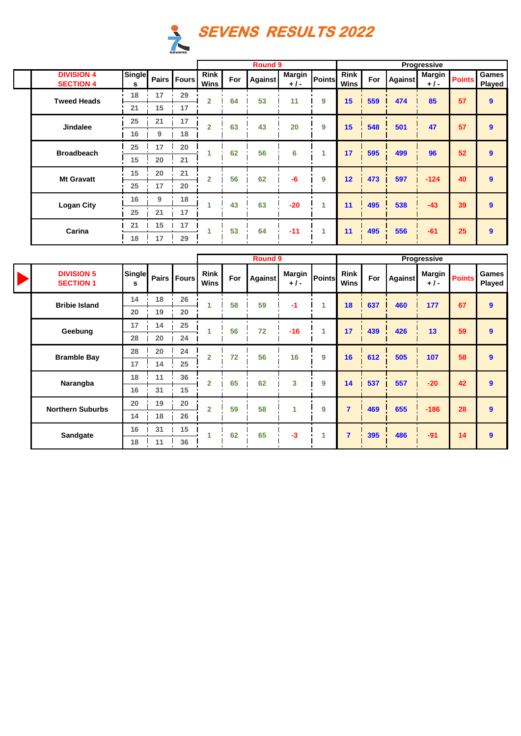# SEVENS RESULTS 2022

| DIVISION 4 SECTION 4 | Singles | Pairs | Fours | Round 9 Rink Wins | For | Against | Margin + / - | Points | Progressive Rink Wins | For | Against | Margin + / - | Points | Games Played |
|---|---|---|---|---|---|---|---|---|---|---|---|---|---|---|
| Tweed Heads | 18 | 17 | 29 | 2 | 64 | 53 | 11 | 9 | 15 | 559 | 474 | 85 | 57 | 9 |
| | 21 | 15 | 17 | | | | | | | | | | | |
| Jindalee | 25 | 21 | 17 | 2 | 63 | 43 | 20 | 9 | 15 | 548 | 501 | 47 | 57 | 9 |
| | 16 | 9 | 18 | | | | | | | | | | | |
| Broadbeach | 25 | 17 | 20 | 1 | 62 | 56 | 6 | 1 | 17 | 595 | 499 | 96 | 52 | 9 |
| | 15 | 20 | 21 | | | | | | | | | | | |
| Mt Gravatt | 15 | 20 | 21 | 2 | 56 | 62 | -6 | 9 | 12 | 473 | 597 | -124 | 40 | 9 |
| | 25 | 17 | 20 | | | | | | | | | | | |
| Logan City | 16 | 9 | 18 | 1 | 43 | 63 | -20 | 1 | 11 | 495 | 538 | -43 | 39 | 9 |
| | 25 | 21 | 17 | | | | | | | | | | | |
| Carina | 21 | 15 | 17 | 1 | 53 | 64 | -11 | 1 | 11 | 495 | 556 | -61 | 25 | 9 |
| | 18 | 17 | 29 | | | | | | | | | | | |

| DIVISION 5 SECTION 1 | Singles | Pairs | Fours | Round 9 Rink Wins | For | Against | Margin + / - | Points | Progressive Rink Wins | For | Against | Margin + / - | Points | Games Played |
|---|---|---|---|---|---|---|---|---|---|---|---|---|---|---|
| Bribie Island | 14 | 18 | 26 | 1 | 58 | 59 | -1 | 1 | 18 | 637 | 460 | 177 | 67 | 9 |
| | 20 | 19 | 20 | | | | | | | | | | | |
| Geebung | 17 | 14 | 25 | 1 | 56 | 72 | -16 | 1 | 17 | 439 | 426 | 13 | 59 | 9 |
| | 28 | 20 | 24 | | | | | | | | | | | |
| Bramble Bay | 28 | 20 | 24 | 2 | 72 | 56 | 16 | 9 | 16 | 612 | 505 | 107 | 58 | 9 |
| | 17 | 14 | 25 | | | | | | | | | | | |
| Narangba | 18 | 11 | 36 | 2 | 65 | 62 | 3 | 9 | 14 | 537 | 557 | -20 | 42 | 9 |
| | 16 | 31 | 15 | | | | | | | | | | | |
| Northern Suburbs | 20 | 19 | 20 | 2 | 59 | 58 | 1 | 9 | 7 | 469 | 655 | -186 | 28 | 9 |
| | 14 | 18 | 26 | | | | | | | | | | | |
| Sandgate | 16 | 31 | 15 | 1 | 62 | 65 | -3 | 1 | 7 | 395 | 486 | -91 | 14 | 9 |
| | 18 | 11 | 36 | | | | | | | | | | | |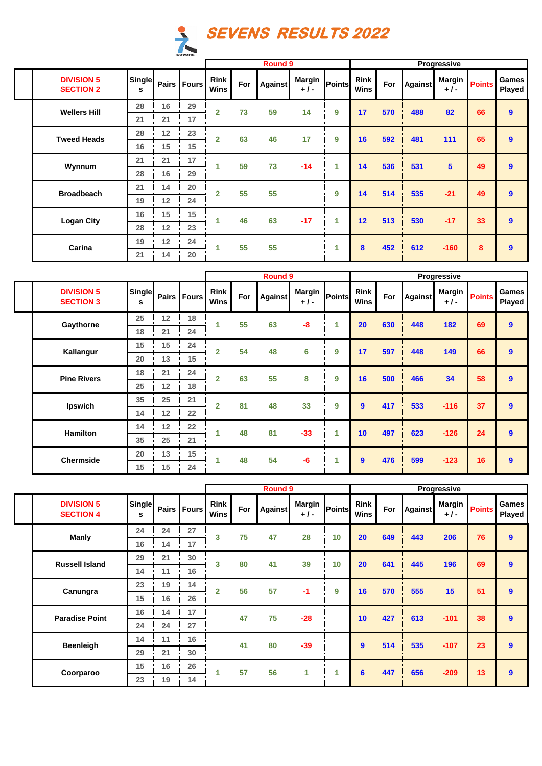# SEVENS RESULTS 2022

| DIVISION 5 SECTION 2 | Singles | Pairs | Fours | Round 9 Rink Wins | For | Against | Margin +/- | Points | Progressive Rink Wins | For | Against | Margin +/- | Points | Games Played |
|---|---|---|---|---|---|---|---|---|---|---|---|---|---|---|
| Wellers Hill | 28 | 16 | 29 | 2 | 73 | 59 | 14 | 9 | 17 | 570 | 488 | 82 | 66 | 9 |
| | 21 | 21 | 17 | | | | | | | | | | | |
| Tweed Heads | 28 | 12 | 23 | 2 | 63 | 46 | 17 | 9 | 16 | 592 | 481 | 111 | 65 | 9 |
| | 16 | 15 | 15 | | | | | | | | | | | |
| Wynnum | 21 | 21 | 17 | 1 | 59 | 73 | -14 | 1 | 14 | 536 | 531 | 5 | 49 | 9 |
| | 28 | 16 | 29 | | | | | | | | | | | |
| Broadbeach | 21 | 14 | 20 | 2 | 55 | 55 | | 9 | 14 | 514 | 535 | -21 | 49 | 9 |
| | 19 | 12 | 24 | | | | | | | | | | | |
| Logan City | 16 | 15 | 15 | 1 | 46 | 63 | -17 | 1 | 12 | 513 | 530 | -17 | 33 | 9 |
| | 28 | 12 | 23 | | | | | | | | | | | |
| Carina | 19 | 12 | 24 | 1 | 55 | 55 | | 1 | 8 | 452 | 612 | -160 | 8 | 9 |
| | 21 | 14 | 20 | | | | | | | | | | | |

| DIVISION 5 SECTION 3 | Singles | Pairs | Fours | Round 9 Rink Wins | For | Against | Margin +/- | Points | Progressive Rink Wins | For | Against | Margin +/- | Points | Games Played |
|---|---|---|---|---|---|---|---|---|---|---|---|---|---|---|
| Gaythorne | 25 | 12 | 18 | 1 | 55 | 63 | -8 | 1 | 20 | 630 | 448 | 182 | 69 | 9 |
| | 18 | 21 | 24 | | | | | | | | | | | |
| Kallangur | 15 | 15 | 24 | 2 | 54 | 48 | 6 | 9 | 17 | 597 | 448 | 149 | 66 | 9 |
| | 20 | 13 | 15 | | | | | | | | | | | |
| Pine Rivers | 18 | 21 | 24 | 2 | 63 | 55 | 8 | 9 | 16 | 500 | 466 | 34 | 58 | 9 |
| | 25 | 12 | 18 | | | | | | | | | | | |
| Ipswich | 35 | 25 | 21 | 2 | 81 | 48 | 33 | 9 | 9 | 417 | 533 | -116 | 37 | 9 |
| | 14 | 12 | 22 | | | | | | | | | | | |
| Hamilton | 14 | 12 | 22 | 1 | 48 | 81 | -33 | 1 | 10 | 497 | 623 | -126 | 24 | 9 |
| | 35 | 25 | 21 | | | | | | | | | | | |
| Chermside | 20 | 13 | 15 | 1 | 48 | 54 | -6 | 1 | 9 | 476 | 599 | -123 | 16 | 9 |
| | 15 | 15 | 24 | | | | | | | | | | | |

| DIVISION 5 SECTION 4 | Singles | Pairs | Fours | Round 9 Rink Wins | For | Against | Margin +/- | Points | Progressive Rink Wins | For | Against | Margin +/- | Points | Games Played |
|---|---|---|---|---|---|---|---|---|---|---|---|---|---|---|
| Manly | 24 | 24 | 27 | 3 | 75 | 47 | 28 | 10 | 20 | 649 | 443 | 206 | 76 | 9 |
| | 16 | 14 | 17 | | | | | | | | | | | |
| Russell Island | 29 | 21 | 30 | 3 | 80 | 41 | 39 | 10 | 20 | 641 | 445 | 196 | 69 | 9 |
| | 14 | 11 | 16 | | | | | | | | | | | |
| Canungra | 23 | 19 | 14 | 2 | 56 | 57 | -1 | 9 | 16 | 570 | 555 | 15 | 51 | 9 |
| | 15 | 16 | 26 | | | | | | | | | | | |
| Paradise Point | 16 | 14 | 17 | | 47 | 75 | -28 | | 10 | 427 | 613 | -101 | 38 | 9 |
| | 24 | 24 | 27 | | | | | | | | | | | |
| Beenleigh | 14 | 11 | 16 | | 41 | 80 | -39 | | 9 | 514 | 535 | -107 | 23 | 9 |
| | 29 | 21 | 30 | | | | | | | | | | | |
| Coorparoo | 15 | 16 | 26 | 1 | 57 | 56 | 1 | 1 | 6 | 447 | 656 | -209 | 13 | 9 |
| | 23 | 19 | 14 | | | | | | | | | | | |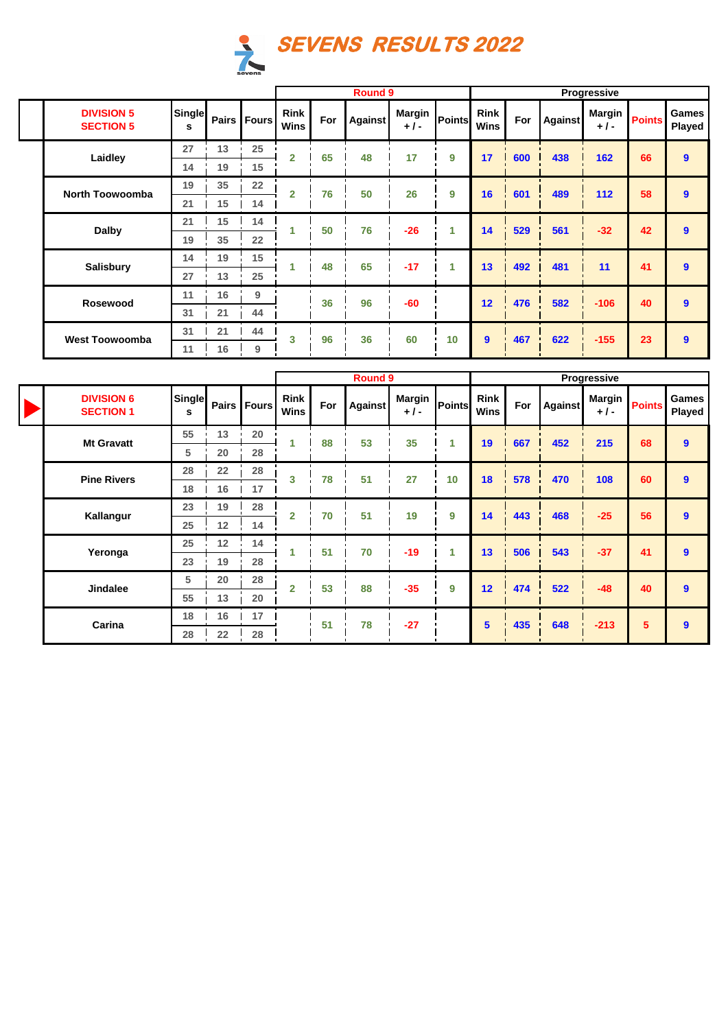# SEVENS RESULTS 2022

| DIVISION 5 SECTION 5 | Singles | Pairs | Fours | Round 9 Rink Wins | For | Against | Margin + / - | Points | Progressive Rink Wins | For | Against | Margin + / - | Points | Games Played |
|---|---|---|---|---|---|---|---|---|---|---|---|---|---|---|
| Laidley | 27 | 13 | 25 | 2 | 65 | 48 | 17 | 9 | 17 | 600 | 438 | 162 | 66 | 9 |
| | 14 | 19 | 15 | | | | | | | | | | | |
| North Toowoomba | 19 | 35 | 22 | 2 | 76 | 50 | 26 | 9 | 16 | 601 | 489 | 112 | 58 | 9 |
| | 21 | 15 | 14 | | | | | | | | | | | |
| Dalby | 21 | 15 | 14 | 1 | 50 | 76 | -26 | 1 | 14 | 529 | 561 | -32 | 42 | 9 |
| | 19 | 35 | 22 | | | | | | | | | | | |
| Salisbury | 14 | 19 | 15 | 1 | 48 | 65 | -17 | 1 | 13 | 492 | 481 | 11 | 41 | 9 |
| | 27 | 13 | 25 | | | | | | | | | | | |
| Rosewood | 11 | 16 | 9 | | 36 | 96 | -60 | | 12 | 476 | 582 | -106 | 40 | 9 |
| | 31 | 21 | 44 | | | | | | | | | | | |
| West Toowoomba | 31 | 21 | 44 | 3 | 96 | 36 | 60 | 10 | 9 | 467 | 622 | -155 | 23 | 9 |
| | 11 | 16 | 9 | | | | | | | | | | | |

| DIVISION 6 SECTION 1 | Singles | Pairs | Fours | Round 9 Rink Wins | For | Against | Margin + / - | Points | Progressive Rink Wins | For | Against | Margin + / - | Points | Games Played |
|---|---|---|---|---|---|---|---|---|---|---|---|---|---|---|
| Mt Gravatt | 55 | 13 | 20 | 1 | 88 | 53 | 35 | 1 | 19 | 667 | 452 | 215 | 68 | 9 |
| | 5 | 20 | 28 | | | | | | | | | | | |
| Pine Rivers | 28 | 22 | 28 | 3 | 78 | 51 | 27 | 10 | 18 | 578 | 470 | 108 | 60 | 9 |
| | 18 | 16 | 17 | | | | | | | | | | | |
| Kallangur | 23 | 19 | 28 | 2 | 70 | 51 | 19 | 9 | 14 | 443 | 468 | -25 | 56 | 9 |
| | 25 | 12 | 14 | | | | | | | | | | | |
| Yeronga | 25 | 12 | 14 | 1 | 51 | 70 | -19 | 1 | 13 | 506 | 543 | -37 | 41 | 9 |
| | 23 | 19 | 28 | | | | | | | | | | | |
| Jindalee | 5 | 20 | 28 | 2 | 53 | 88 | -35 | 9 | 12 | 474 | 522 | -48 | 40 | 9 |
| | 55 | 13 | 20 | | | | | | | | | | | |
| Carina | 18 | 16 | 17 | | 51 | 78 | -27 | | 5 | 435 | 648 | -213 | 5 | 9 |
| | 28 | 22 | 28 | | | | | | | | | | | |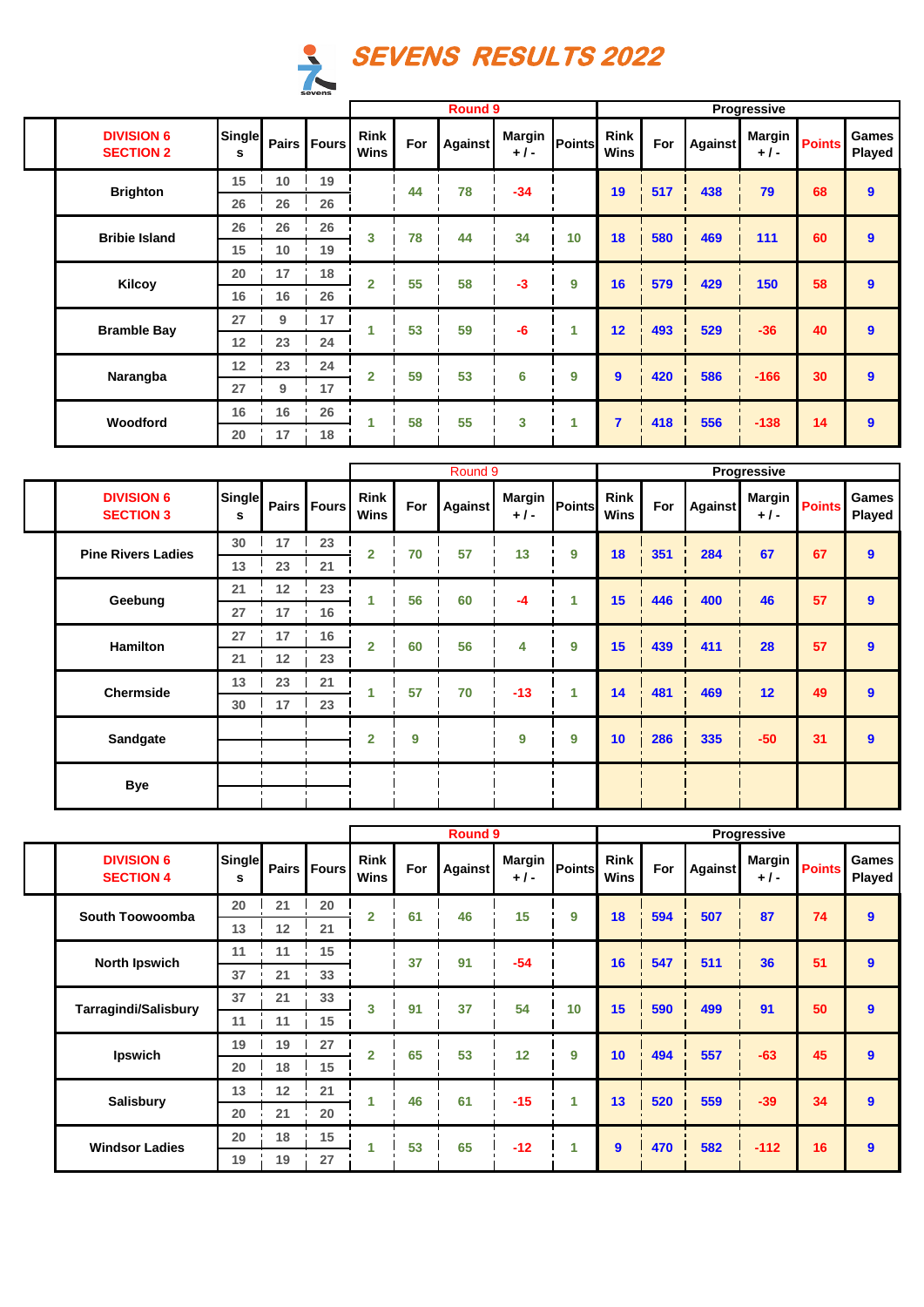# SEVENS RESULTS 2022

| DIVISION 6 SECTION 2 | Singles | Pairs | Fours | Round 9 Rink Wins | For | Against | Margin + / - | Points | Progressive Rink Wins | For | Against | Margin + / - | Points | Games Played |
|---|---|---|---|---|---|---|---|---|---|---|---|---|---|---|
| Brighton | 15 | 10 | 19 | | 44 | 78 | -34 | | 19 | 517 | 438 | 79 | 68 | 9 |
| | 26 | 26 | 26 | | | | | | | | | | | |
| Bribie Island | 26 | 26 | 26 | 3 | 78 | 44 | 34 | 10 | 18 | 580 | 469 | 111 | 60 | 9 |
| | 15 | 10 | 19 | | | | | | | | | | | |
| Kilcoy | 20 | 17 | 18 | 2 | 55 | 58 | -3 | 9 | 16 | 579 | 429 | 150 | 58 | 9 |
| | 16 | 16 | 26 | | | | | | | | | | | |
| Bramble Bay | 27 | 9 | 17 | 1 | 53 | 59 | -6 | 1 | 12 | 493 | 529 | -36 | 40 | 9 |
| | 12 | 23 | 24 | | | | | | | | | | | |
| Narangba | 12 | 23 | 24 | 2 | 59 | 53 | 6 | 9 | 9 | 420 | 586 | -166 | 30 | 9 |
| | 27 | 9 | 17 | | | | | | | | | | | |
| Woodford | 16 | 16 | 26 | 1 | 58 | 55 | 3 | 1 | 7 | 418 | 556 | -138 | 14 | 9 |
| | 20 | 17 | 18 | | | | | | | | | | | |

| DIVISION 6 SECTION 3 | Singles | Pairs | Fours | Round 9 Rink Wins | For | Against | Margin + / - | Points | Progressive Rink Wins | For | Against | Margin + / - | Points | Games Played |
|---|---|---|---|---|---|---|---|---|---|---|---|---|---|---|
| Pine Rivers Ladies | 30 | 17 | 23 | 2 | 70 | 57 | 13 | 9 | 18 | 351 | 284 | 67 | 67 | 9 |
| | 13 | 23 | 21 | | | | | | | | | | | |
| Geebung | 21 | 12 | 23 | 1 | 56 | 60 | -4 | 1 | 15 | 446 | 400 | 46 | 57 | 9 |
| | 27 | 17 | 16 | | | | | | | | | | | |
| Hamilton | 27 | 17 | 16 | 2 | 60 | 56 | 4 | 9 | 15 | 439 | 411 | 28 | 57 | 9 |
| | 21 | 12 | 23 | | | | | | | | | | | |
| Chermside | 13 | 23 | 21 | 1 | 57 | 70 | -13 | 1 | 14 | 481 | 469 | 12 | 49 | 9 |
| | 30 | 17 | 23 | | | | | | | | | | | |
| Sandgate | | | | 2 | 9 | | 9 | 9 | 10 | 286 | 335 | -50 | 31 | 9 |
| | | | | | | | | | | | | | | |
| Bye | | | | | | | | | | | | | | |
| | | | | | | | | | | | | | | |

| DIVISION 6 SECTION 4 | Singles | Pairs | Fours | Round 9 Rink Wins | For | Against | Margin + / - | Points | Progressive Rink Wins | For | Against | Margin + / - | Points | Games Played |
|---|---|---|---|---|---|---|---|---|---|---|---|---|---|---|
| South Toowoomba | 20 | 21 | 20 | 2 | 61 | 46 | 15 | 9 | 18 | 594 | 507 | 87 | 74 | 9 |
| | 13 | 12 | 21 | | | | | | | | | | | |
| North Ipswich | 11 | 11 | 15 | | 37 | 91 | -54 | | 16 | 547 | 511 | 36 | 51 | 9 |
| | 37 | 21 | 33 | | | | | | | | | | | |
| Tarragindi/Salisbury | 37 | 21 | 33 | 3 | 91 | 37 | 54 | 10 | 15 | 590 | 499 | 91 | 50 | 9 |
| | 11 | 11 | 15 | | | | | | | | | | | |
| Ipswich | 19 | 19 | 27 | 2 | 65 | 53 | 12 | 9 | 10 | 494 | 557 | -63 | 45 | 9 |
| | 20 | 18 | 15 | | | | | | | | | | | |
| Salisbury | 13 | 12 | 21 | 1 | 46 | 61 | -15 | 1 | 13 | 520 | 559 | -39 | 34 | 9 |
| | 20 | 21 | 20 | | | | | | | | | | | |
| Windsor Ladies | 20 | 18 | 15 | 1 | 53 | 65 | -12 | 1 | 9 | 470 | 582 | -112 | 16 | 9 |
| | 19 | 19 | 27 | | | | | | | | | | | |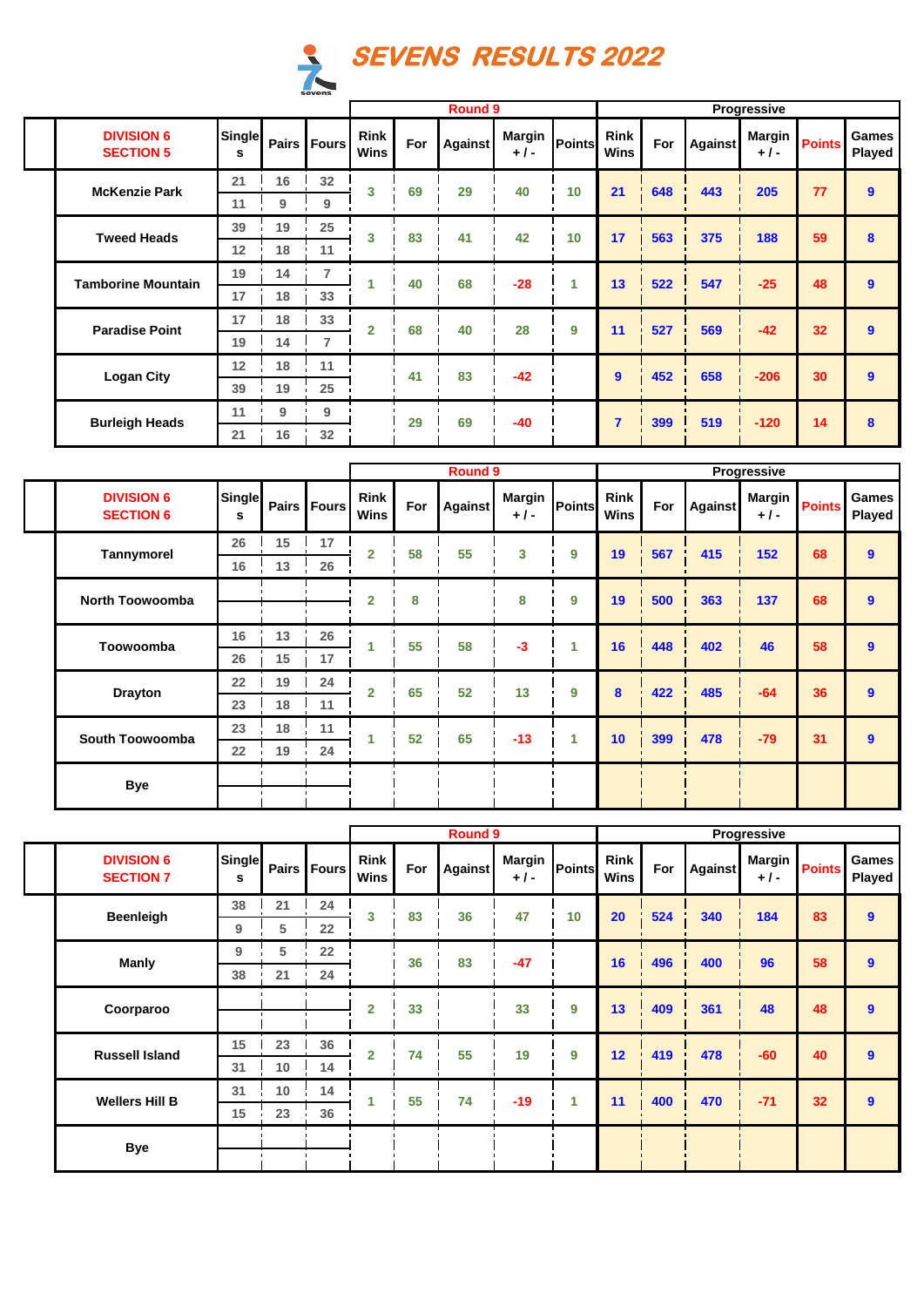# SEVENS RESULTS 2022

| DIVISION 6 SECTION 5 | Singles | Pairs | Fours | Round 9 Rink Wins | For | Against | Margin + / - | Points | Progressive Rink Wins | For | Against | Margin + / - | Points | Games Played |
|---|---|---|---|---|---|---|---|---|---|---|---|---|---|---|
| McKenzie Park | 21 | 16 | 32 | 3 | 69 | 29 | 40 | 10 | 21 | 648 | 443 | 205 | 77 | 9 |
| | 11 | 9 | 9 | | | | | | | | | | | |
| Tweed Heads | 39 | 19 | 25 | 3 | 83 | 41 | 42 | 10 | 17 | 563 | 375 | 188 | 59 | 8 |
| | 12 | 18 | 11 | | | | | | | | | | | |
| Tamborine Mountain | 19 | 14 | 7 | 1 | 40 | 68 | -28 | 1 | 13 | 522 | 547 | -25 | 48 | 9 |
| | 17 | 18 | 33 | | | | | | | | | | | |
| Paradise Point | 17 | 18 | 33 | 2 | 68 | 40 | 28 | 9 | 11 | 527 | 569 | -42 | 32 | 9 |
| | 19 | 14 | 7 | | | | | | | | | | | |
| Logan City | 12 | 18 | 11 | | 41 | 83 | -42 | | 9 | 452 | 658 | -206 | 30 | 9 |
| | 39 | 19 | 25 | | | | | | | | | | | |
| Burleigh Heads | 11 | 9 | 9 | | 29 | 69 | -40 | | 7 | 399 | 519 | -120 | 14 | 8 |
| | 21 | 16 | 32 | | | | | | | | | | | |

| DIVISION 6 SECTION 6 | Singles | Pairs | Fours | Round 9 Rink Wins | For | Against | Margin + / - | Points | Progressive Rink Wins | For | Against | Margin + / - | Points | Games Played |
|---|---|---|---|---|---|---|---|---|---|---|---|---|---|---|
| Tannymorel | 26 | 15 | 17 | 2 | 58 | 55 | 3 | 9 | 19 | 567 | 415 | 152 | 68 | 9 |
| | 16 | 13 | 26 | | | | | | | | | | | |
| North Toowoomba | | | | 2 | 8 | | 8 | 9 | 19 | 500 | 363 | 137 | 68 | 9 |
| Toowoomba | 16 | 13 | 26 | 1 | 55 | 58 | -3 | 1 | 16 | 448 | 402 | 46 | 58 | 9 |
| | 26 | 15 | 17 | | | | | | | | | | | |
| Drayton | 22 | 19 | 24 | 2 | 65 | 52 | 13 | 9 | 8 | 422 | 485 | -64 | 36 | 9 |
| | 23 | 18 | 11 | | | | | | | | | | | |
| South Toowoomba | 23 | 18 | 11 | 1 | 52 | 65 | -13 | 1 | 10 | 399 | 478 | -79 | 31 | 9 |
| | 22 | 19 | 24 | | | | | | | | | | | |
| Bye | | | | | | | | | | | | | | |

| DIVISION 6 SECTION 7 | Singles | Pairs | Fours | Round 9 Rink Wins | For | Against | Margin + / - | Points | Progressive Rink Wins | For | Against | Margin + / - | Points | Games Played |
|---|---|---|---|---|---|---|---|---|---|---|---|---|---|---|
| Beenleigh | 38 | 21 | 24 | 3 | 83 | 36 | 47 | 10 | 20 | 524 | 340 | 184 | 83 | 9 |
| | 9 | 5 | 22 | | | | | | | | | | | |
| Manly | 9 | 5 | 22 | | 36 | 83 | -47 | | 16 | 496 | 400 | 96 | 58 | 9 |
| | 38 | 21 | 24 | | | | | | | | | | | |
| Coorparoo | | | | 2 | 33 | | 33 | 9 | 13 | 409 | 361 | 48 | 48 | 9 |
| Russell Island | 15 | 23 | 36 | 2 | 74 | 55 | 19 | 9 | 12 | 419 | 478 | -60 | 40 | 9 |
| | 31 | 10 | 14 | | | | | | | | | | | |
| Wellers Hill B | 31 | 10 | 14 | 1 | 55 | 74 | -19 | 1 | 11 | 400 | 470 | -71 | 32 | 9 |
| | 15 | 23 | 36 | | | | | | | | | | | |
| Bye | | | | | | | | | | | | | | |